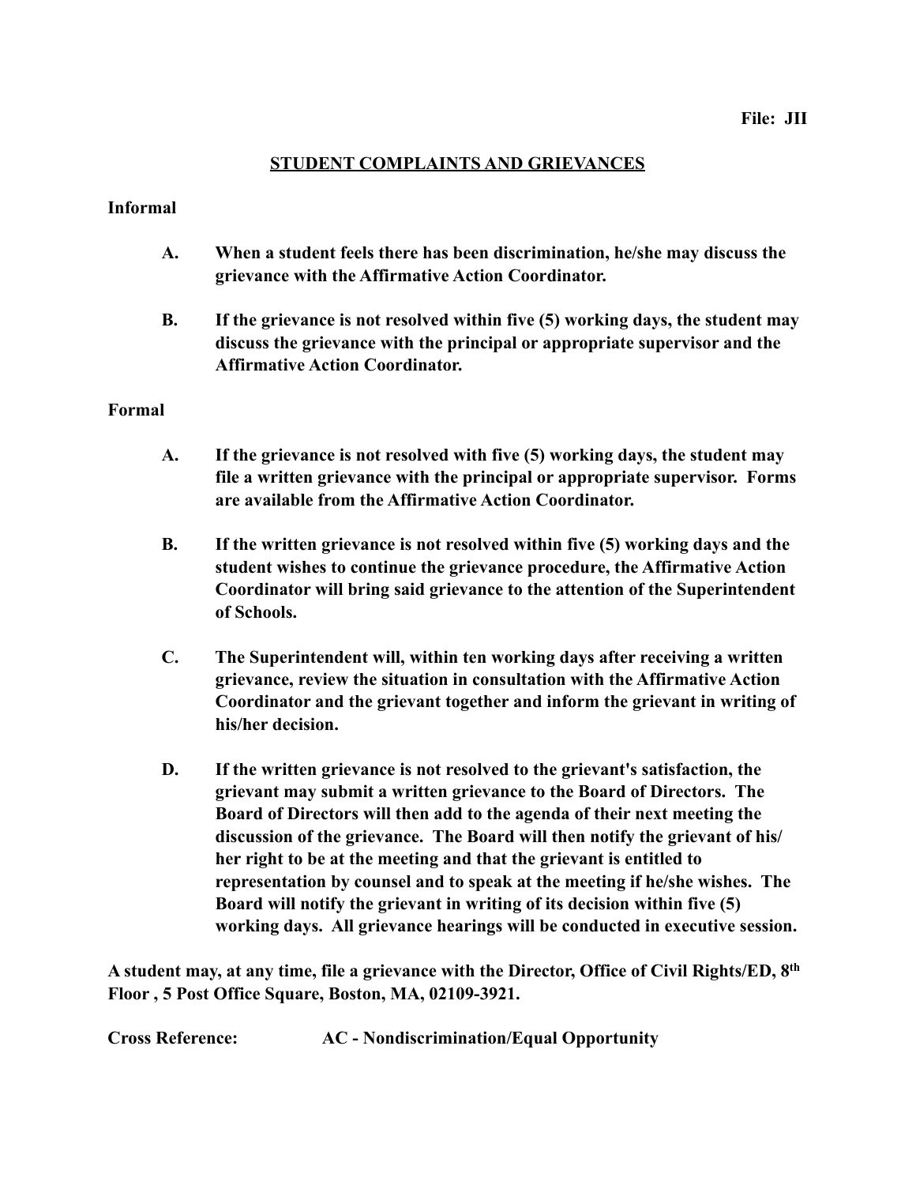**File: JII**

# STUDENT COMPLAINTS AND GRIEVANCES

## Informal

**A. When a student feels there has been discrimination, he/she may discuss the grievance with the Affirmative Action Coordinator.**

**B. If the grievance is not resolved within five (5) working days, the student may discuss the grievance with the principal or appropriate supervisor and the Affirmative Action Coordinator.**

## Formal

**A. If the grievance is not resolved with five (5) working days, the student may file a written grievance with the principal or appropriate supervisor. Forms are available from the Affirmative Action Coordinator.**

**B. If the written grievance is not resolved within five (5) working days and the student wishes to continue the grievance procedure, the Affirmative Action Coordinator will bring said grievance to the attention of the Superintendent of Schools.**

**C. The Superintendent will, within ten working days after receiving a written grievance, review the situation in consultation with the Affirmative Action Coordinator and the grievant together and inform the grievant in writing of his/her decision.**

**D. If the written grievance is not resolved to the grievant's satisfaction, the grievant may submit a written grievance to the Board of Directors. The Board of Directors will then add to the agenda of their next meeting the discussion of the grievance. The Board will then notify the grievant of his/her right to be at the meeting and that the grievant is entitled to representation by counsel and to speak at the meeting if he/she wishes. The Board will notify the grievant in writing of its decision within five (5) working days. All grievance hearings will be conducted in executive session.**

**A student may, at any time, file a grievance with the Director, Office of Civil Rights/ED, 8th Floor , 5 Post Office Square, Boston, MA, 02109-3921.**

**Cross Reference: AC - Nondiscrimination/Equal Opportunity**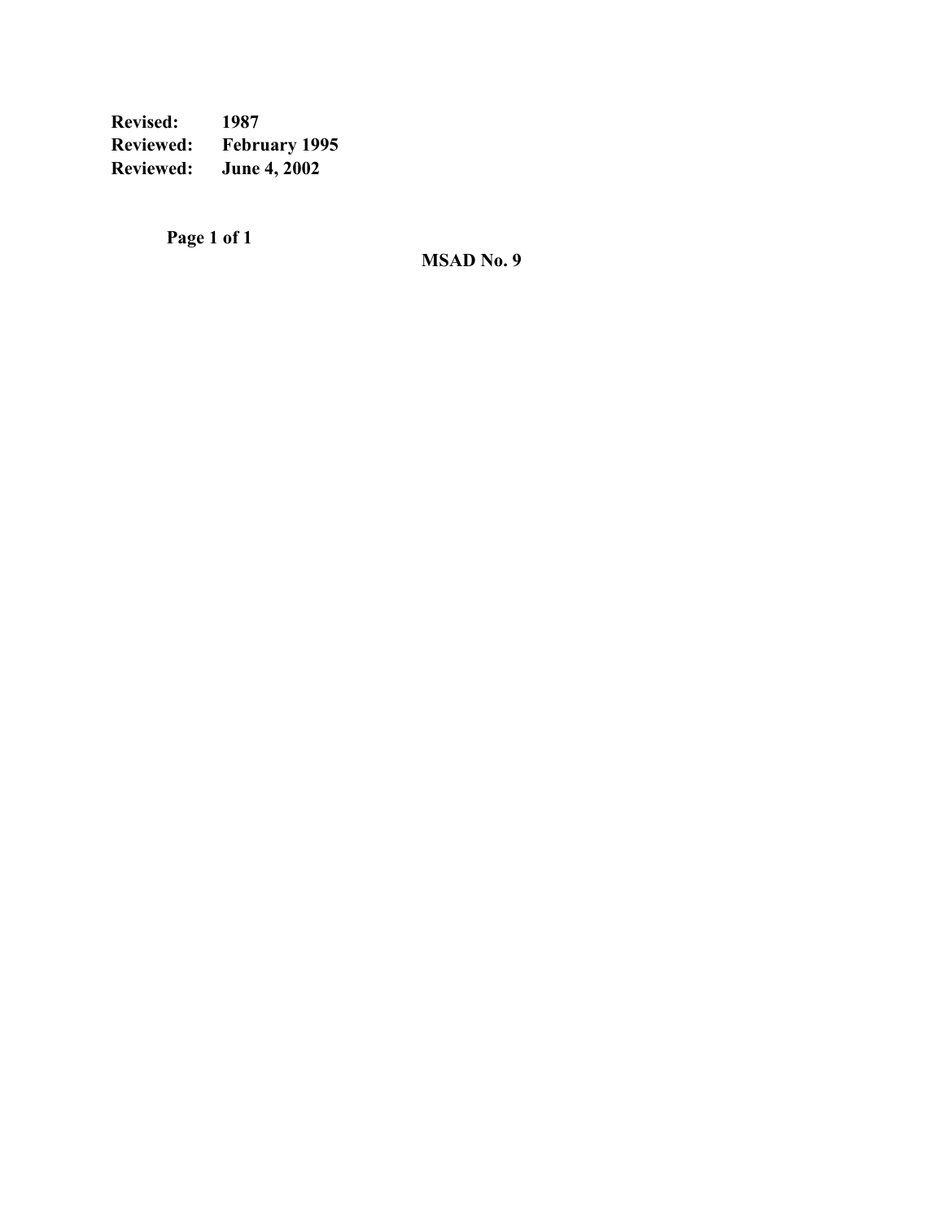**Revised:** 1987
**Reviewed:** February 1995
**Reviewed:** June 4, 2002

**MSAD No. 9**